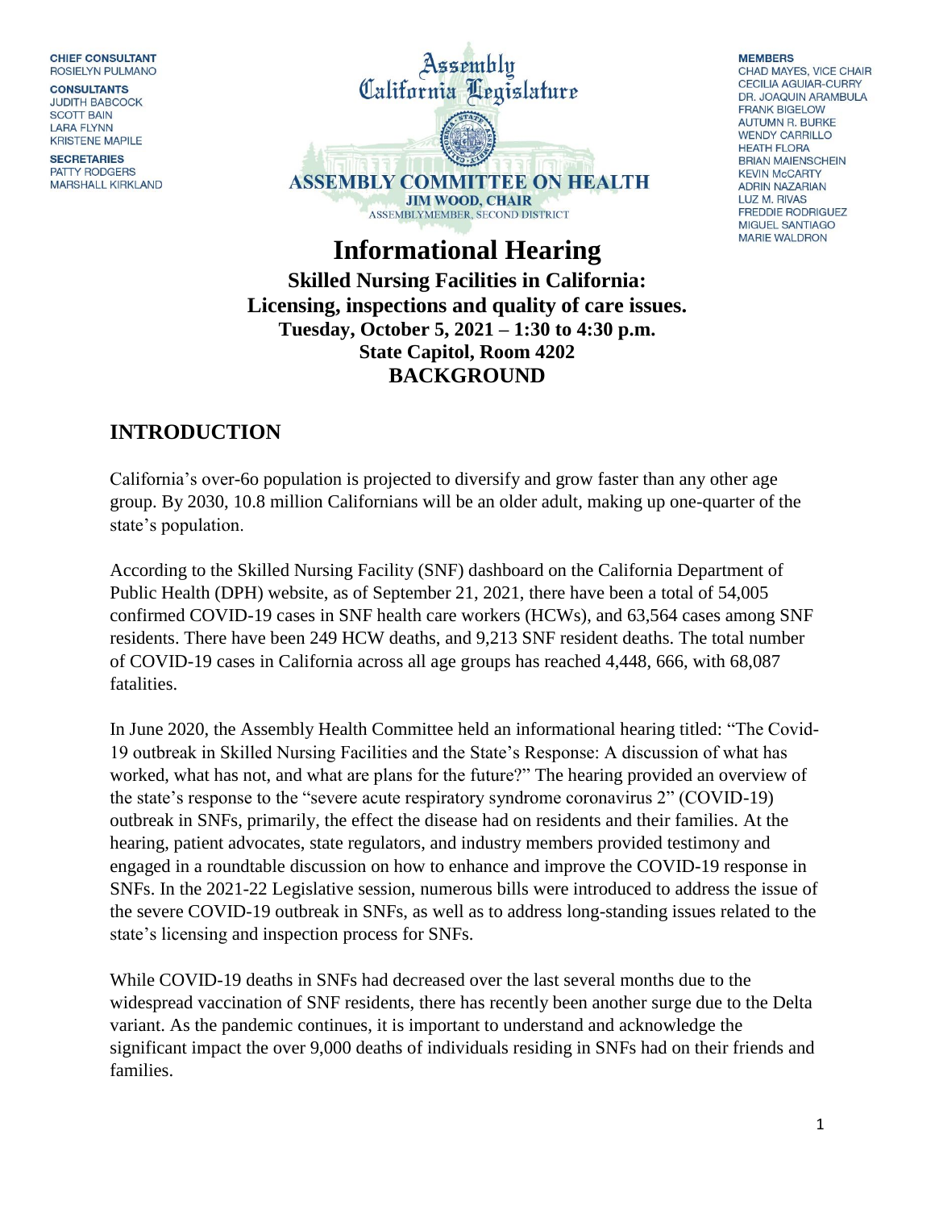CHIEF CONSULTANT
ROSIELYN PULMANO

CONSULTANTS
JUDITH BABCOCK
SCOTT BAIN
LARA FLYNN
KRISTENE MAPILE

SECRETARIES
PATTY RODGERS
MARSHALL KIRKLAND

Assembly
California Legislature

**ASSEMBLY COMMITTEE ON HEALTH**
**JIM WOOD, CHAIR**
ASSEMBLYMEMBER, SECOND DISTRICT

MEMBERS
CHAD MAYES, VICE CHAIR
CECILIA AGUIAR-CURRY
DR. JOAQUIN ARAMBULA
FRANK BIGELOW
AUTUMN R. BURKE
WENDY CARRILLO
HEATH FLORA
BRIAN MAIENSCHEIN
KEVIN McCARTY
ADRIN NAZARIAN
LUZ M. RIVAS
FREDDIE RODRIGUEZ
MIGUEL SANTIAGO
MARIE WALDRON

# Informational Hearing

**Skilled Nursing Facilities in California:**
**Licensing, inspections and quality of care issues.**
**Tuesday, October 5, 2021 – 1:30 to 4:30 p.m.**
**State Capitol, Room 4202**
**BACKGROUND**

## INTRODUCTION

California's over-6o population is projected to diversify and grow faster than any other age group. By 2030, 10.8 million Californians will be an older adult, making up one-quarter of the state's population.

According to the Skilled Nursing Facility (SNF) dashboard on the California Department of Public Health (DPH) website, as of September 21, 2021, there have been a total of 54,005 confirmed COVID-19 cases in SNF health care workers (HCWs), and 63,564 cases among SNF residents. There have been 249 HCW deaths, and 9,213 SNF resident deaths. The total number of COVID-19 cases in California across all age groups has reached 4,448, 666, with 68,087 fatalities.

In June 2020, the Assembly Health Committee held an informational hearing titled: "The Covid-19 outbreak in Skilled Nursing Facilities and the State's Response: A discussion of what has worked, what has not, and what are plans for the future?" The hearing provided an overview of the state's response to the "severe acute respiratory syndrome coronavirus 2" (COVID-19) outbreak in SNFs, primarily, the effect the disease had on residents and their families. At the hearing, patient advocates, state regulators, and industry members provided testimony and engaged in a roundtable discussion on how to enhance and improve the COVID-19 response in SNFs. In the 2021-22 Legislative session, numerous bills were introduced to address the issue of the severe COVID-19 outbreak in SNFs, as well as to address long-standing issues related to the state's licensing and inspection process for SNFs.

While COVID-19 deaths in SNFs had decreased over the last several months due to the widespread vaccination of SNF residents, there has recently been another surge due to the Delta variant. As the pandemic continues, it is important to understand and acknowledge the significant impact the over 9,000 deaths of individuals residing in SNFs had on their friends and families.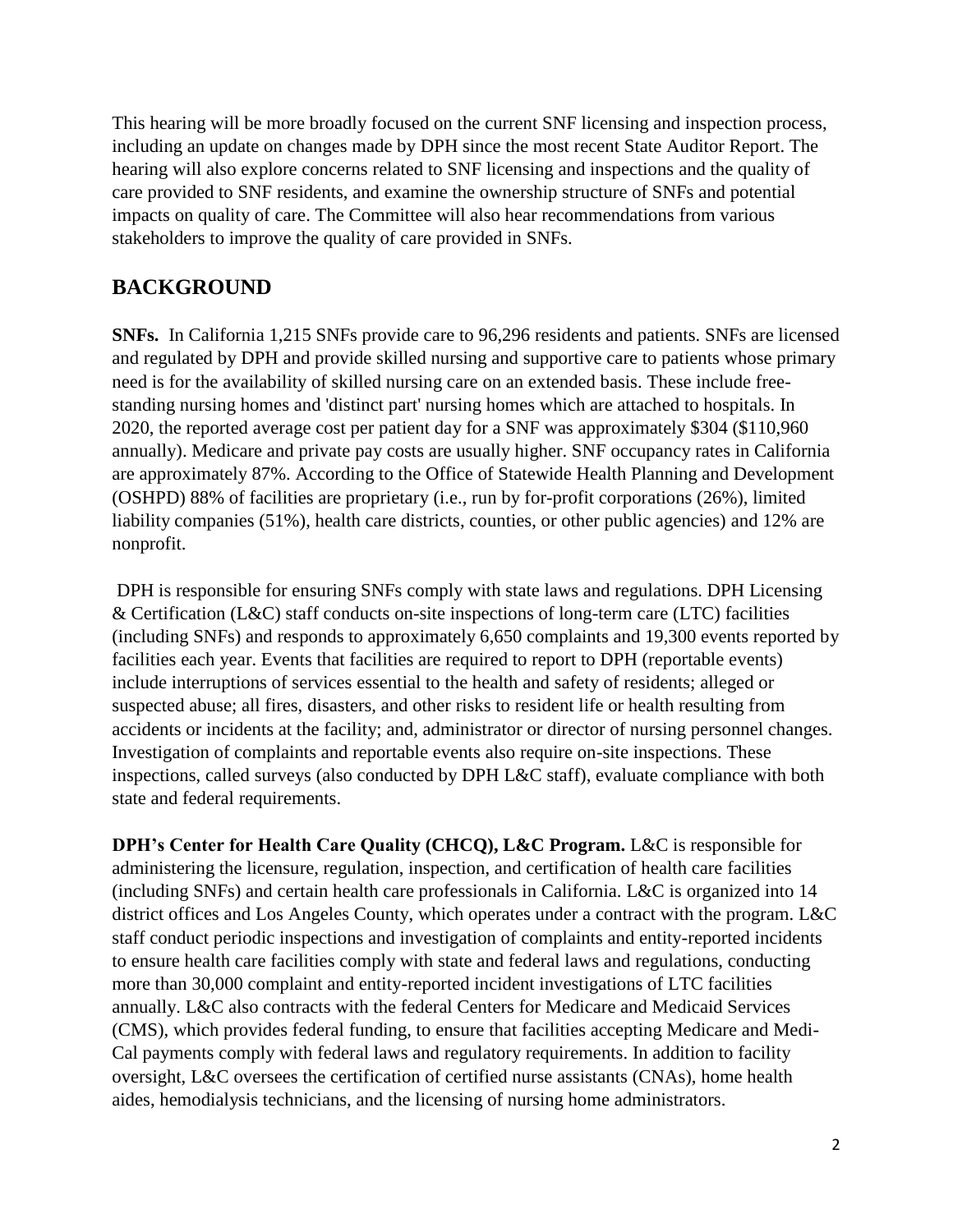This hearing will be more broadly focused on the current SNF licensing and inspection process, including an update on changes made by DPH since the most recent State Auditor Report. The hearing will also explore concerns related to SNF licensing and inspections and the quality of care provided to SNF residents, and examine the ownership structure of SNFs and potential impacts on quality of care. The Committee will also hear recommendations from various stakeholders to improve the quality of care provided in SNFs.

## BACKGROUND

**SNFs.** In California 1,215 SNFs provide care to 96,296 residents and patients. SNFs are licensed and regulated by DPH and provide skilled nursing and supportive care to patients whose primary need is for the availability of skilled nursing care on an extended basis. These include free-standing nursing homes and 'distinct part' nursing homes which are attached to hospitals. In 2020, the reported average cost per patient day for a SNF was approximately $304 ($110,960 annually). Medicare and private pay costs are usually higher. SNF occupancy rates in California are approximately 87%. According to the Office of Statewide Health Planning and Development (OSHPD) 88% of facilities are proprietary (i.e., run by for-profit corporations (26%), limited liability companies (51%), health care districts, counties, or other public agencies) and 12% are nonprofit.

DPH is responsible for ensuring SNFs comply with state laws and regulations. DPH Licensing & Certification (L&C) staff conducts on-site inspections of long-term care (LTC) facilities (including SNFs) and responds to approximately 6,650 complaints and 19,300 events reported by facilities each year. Events that facilities are required to report to DPH (reportable events) include interruptions of services essential to the health and safety of residents; alleged or suspected abuse; all fires, disasters, and other risks to resident life or health resulting from accidents or incidents at the facility; and, administrator or director of nursing personnel changes. Investigation of complaints and reportable events also require on-site inspections. These inspections, called surveys (also conducted by DPH L&C staff), evaluate compliance with both state and federal requirements.

**DPH's Center for Health Care Quality (CHCQ), L&C Program.** L&C is responsible for administering the licensure, regulation, inspection, and certification of health care facilities (including SNFs) and certain health care professionals in California. L&C is organized into 14 district offices and Los Angeles County, which operates under a contract with the program. L&C staff conduct periodic inspections and investigation of complaints and entity-reported incidents to ensure health care facilities comply with state and federal laws and regulations, conducting more than 30,000 complaint and entity-reported incident investigations of LTC facilities annually. L&C also contracts with the federal Centers for Medicare and Medicaid Services (CMS), which provides federal funding, to ensure that facilities accepting Medicare and Medi-Cal payments comply with federal laws and regulatory requirements. In addition to facility oversight, L&C oversees the certification of certified nurse assistants (CNAs), home health aides, hemodialysis technicians, and the licensing of nursing home administrators.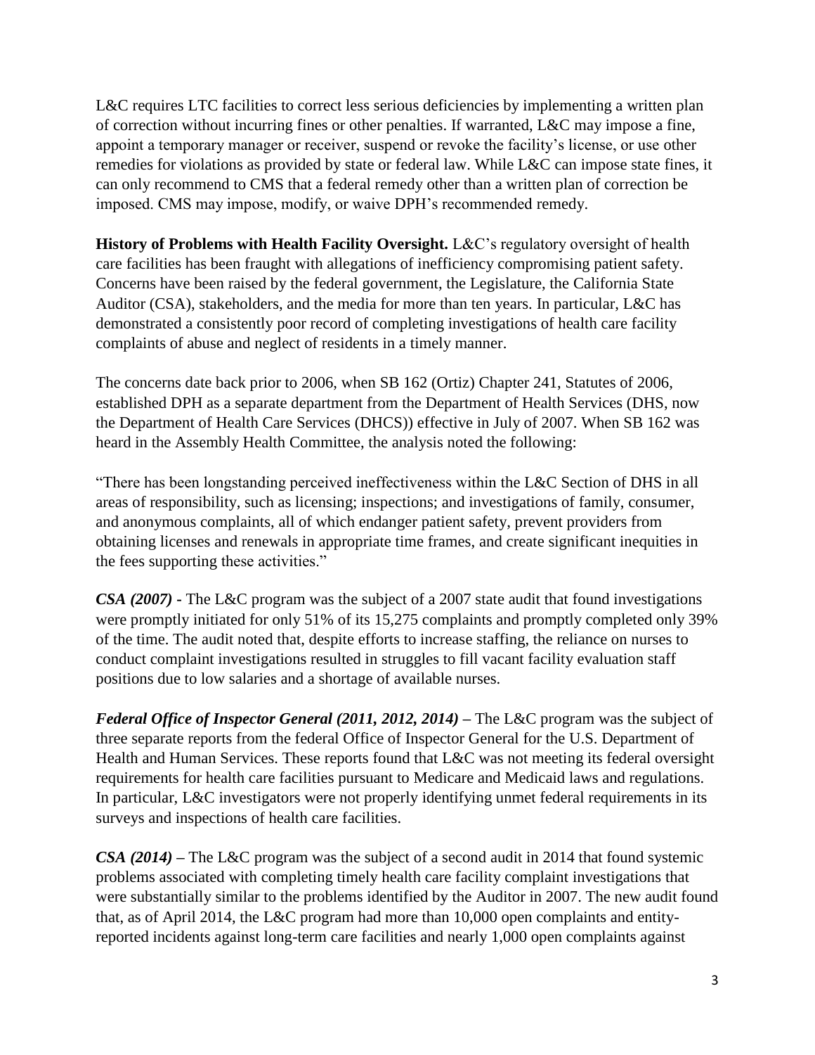L&C requires LTC facilities to correct less serious deficiencies by implementing a written plan of correction without incurring fines or other penalties. If warranted, L&C may impose a fine, appoint a temporary manager or receiver, suspend or revoke the facility's license, or use other remedies for violations as provided by state or federal law. While L&C can impose state fines, it can only recommend to CMS that a federal remedy other than a written plan of correction be imposed. CMS may impose, modify, or waive DPH's recommended remedy.

**History of Problems with Health Facility Oversight.** L&C's regulatory oversight of health care facilities has been fraught with allegations of inefficiency compromising patient safety. Concerns have been raised by the federal government, the Legislature, the California State Auditor (CSA), stakeholders, and the media for more than ten years. In particular, L&C has demonstrated a consistently poor record of completing investigations of health care facility complaints of abuse and neglect of residents in a timely manner.

The concerns date back prior to 2006, when SB 162 (Ortiz) Chapter 241, Statutes of 2006, established DPH as a separate department from the Department of Health Services (DHS, now the Department of Health Care Services (DHCS)) effective in July of 2007. When SB 162 was heard in the Assembly Health Committee, the analysis noted the following:

"There has been longstanding perceived ineffectiveness within the L&C Section of DHS in all areas of responsibility, such as licensing; inspections; and investigations of family, consumer, and anonymous complaints, all of which endanger patient safety, prevent providers from obtaining licenses and renewals in appropriate time frames, and create significant inequities in the fees supporting these activities."

***CSA (2007)*** - The L&C program was the subject of a 2007 state audit that found investigations were promptly initiated for only 51% of its 15,275 complaints and promptly completed only 39% of the time. The audit noted that, despite efforts to increase staffing, the reliance on nurses to conduct complaint investigations resulted in struggles to fill vacant facility evaluation staff positions due to low salaries and a shortage of available nurses.

***Federal Office of Inspector General (2011, 2012, 2014)*** – The L&C program was the subject of three separate reports from the federal Office of Inspector General for the U.S. Department of Health and Human Services. These reports found that L&C was not meeting its federal oversight requirements for health care facilities pursuant to Medicare and Medicaid laws and regulations. In particular, L&C investigators were not properly identifying unmet federal requirements in its surveys and inspections of health care facilities.

***CSA (2014)*** – The L&C program was the subject of a second audit in 2014 that found systemic problems associated with completing timely health care facility complaint investigations that were substantially similar to the problems identified by the Auditor in 2007. The new audit found that, as of April 2014, the L&C program had more than 10,000 open complaints and entity-reported incidents against long-term care facilities and nearly 1,000 open complaints against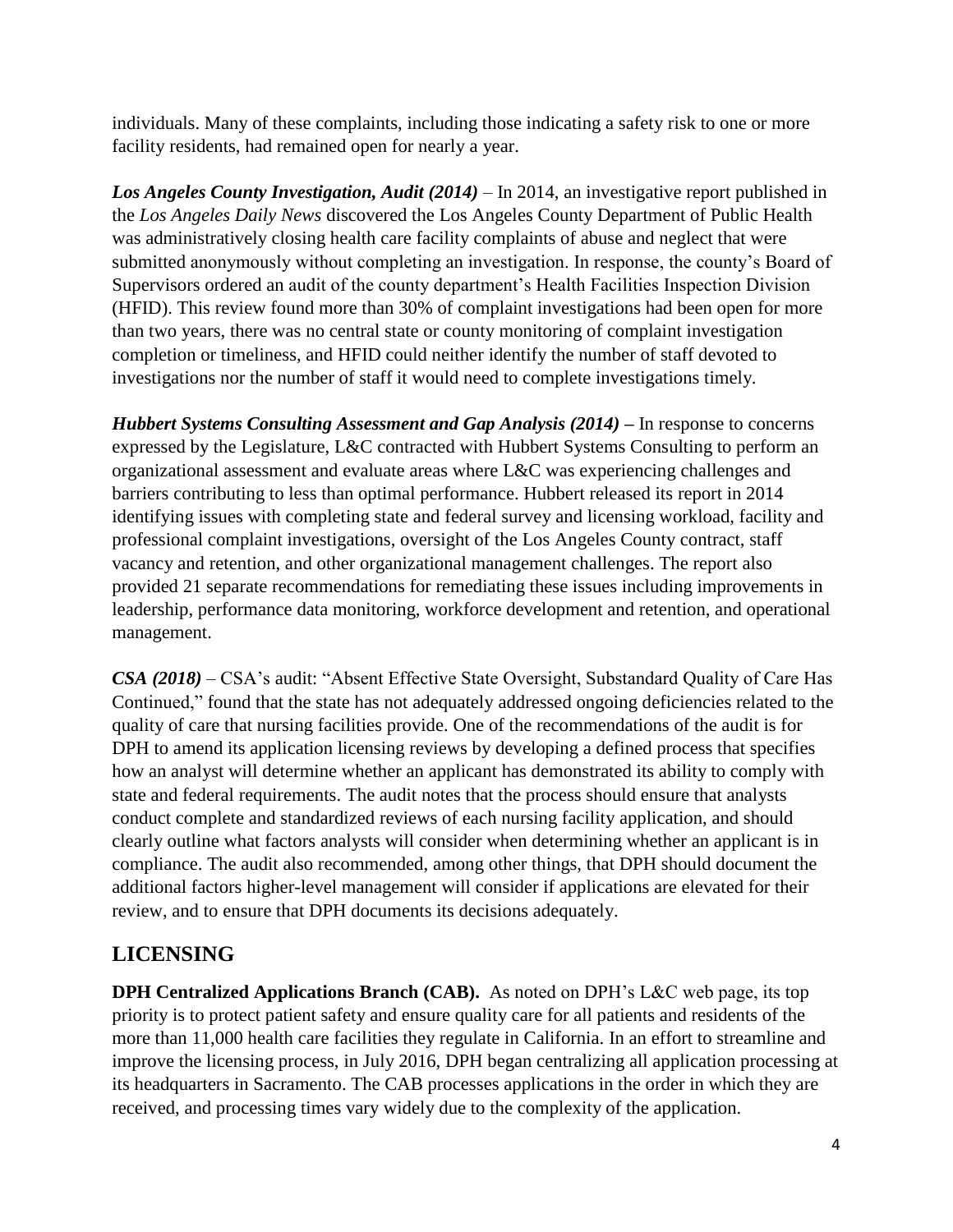individuals. Many of these complaints, including those indicating a safety risk to one or more facility residents, had remained open for nearly a year.

***Los Angeles County Investigation, Audit (2014)*** – In 2014, an investigative report published in the *Los Angeles Daily News* discovered the Los Angeles County Department of Public Health was administratively closing health care facility complaints of abuse and neglect that were submitted anonymously without completing an investigation. In response, the county's Board of Supervisors ordered an audit of the county department's Health Facilities Inspection Division (HFID). This review found more than 30% of complaint investigations had been open for more than two years, there was no central state or county monitoring of complaint investigation completion or timeliness, and HFID could neither identify the number of staff devoted to investigations nor the number of staff it would need to complete investigations timely.

***Hubbert Systems Consulting Assessment and Gap Analysis (2014)*** **–** In response to concerns expressed by the Legislature, L&C contracted with Hubbert Systems Consulting to perform an organizational assessment and evaluate areas where L&C was experiencing challenges and barriers contributing to less than optimal performance. Hubbert released its report in 2014 identifying issues with completing state and federal survey and licensing workload, facility and professional complaint investigations, oversight of the Los Angeles County contract, staff vacancy and retention, and other organizational management challenges. The report also provided 21 separate recommendations for remediating these issues including improvements in leadership, performance data monitoring, workforce development and retention, and operational management.

***CSA (2018)*** – CSA's audit: "Absent Effective State Oversight, Substandard Quality of Care Has Continued," found that the state has not adequately addressed ongoing deficiencies related to the quality of care that nursing facilities provide. One of the recommendations of the audit is for DPH to amend its application licensing reviews by developing a defined process that specifies how an analyst will determine whether an applicant has demonstrated its ability to comply with state and federal requirements. The audit notes that the process should ensure that analysts conduct complete and standardized reviews of each nursing facility application, and should clearly outline what factors analysts will consider when determining whether an applicant is in compliance. The audit also recommended, among other things, that DPH should document the additional factors higher-level management will consider if applications are elevated for their review, and to ensure that DPH documents its decisions adequately.

## LICENSING

**DPH Centralized Applications Branch (CAB).** As noted on DPH's L&C web page, its top priority is to protect patient safety and ensure quality care for all patients and residents of the more than 11,000 health care facilities they regulate in California. In an effort to streamline and improve the licensing process, in July 2016, DPH began centralizing all application processing at its headquarters in Sacramento. The CAB processes applications in the order in which they are received, and processing times vary widely due to the complexity of the application.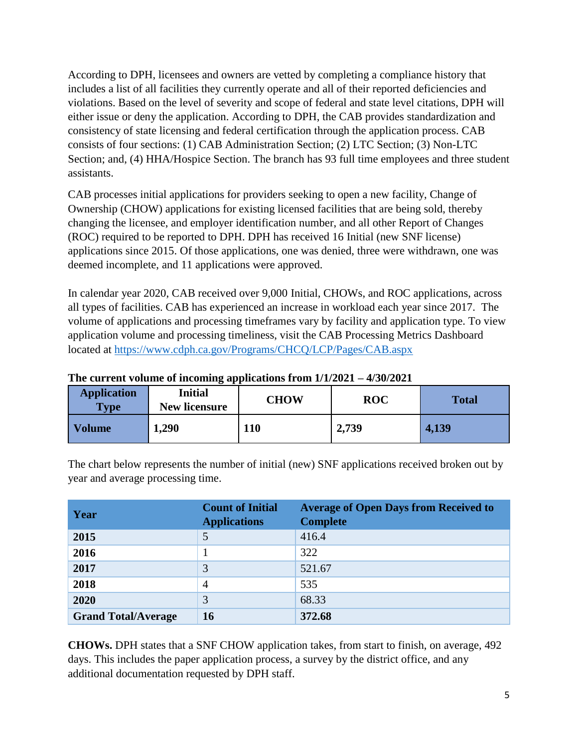According to DPH, licensees and owners are vetted by completing a compliance history that includes a list of all facilities they currently operate and all of their reported deficiencies and violations. Based on the level of severity and scope of federal and state level citations, DPH will either issue or deny the application. According to DPH, the CAB provides standardization and consistency of state licensing and federal certification through the application process. CAB consists of four sections: (1) CAB Administration Section; (2) LTC Section; (3) Non-LTC Section; and, (4) HHA/Hospice Section. The branch has 93 full time employees and three student assistants.

CAB processes initial applications for providers seeking to open a new facility, Change of Ownership (CHOW) applications for existing licensed facilities that are being sold, thereby changing the licensee, and employer identification number, and all other Report of Changes (ROC) required to be reported to DPH. DPH has received 16 Initial (new SNF license) applications since 2015. Of those applications, one was denied, three were withdrawn, one was deemed incomplete, and 11 applications were approved.

In calendar year 2020, CAB received over 9,000 Initial, CHOWs, and ROC applications, across all types of facilities. CAB has experienced an increase in workload each year since 2017. The volume of applications and processing timeframes vary by facility and application type. To view application volume and processing timeliness, visit the CAB Processing Metrics Dashboard located at https://www.cdph.ca.gov/Programs/CHCQ/LCP/Pages/CAB.aspx

**The current volume of incoming applications from 1/1/2021 – 4/30/2021**

| Application Type | Initial New licensure | CHOW | ROC | Total |
|---|---|---|---|---|
| **Volume** | **1,290** | **110** | **2,739** | **4,139** |

The chart below represents the number of initial (new) SNF applications received broken out by year and average processing time.

| Year | Count of Initial Applications | Average of Open Days from Received to Complete |
|---|---|---|
| **2015** | 5 | 416.4 |
| **2016** | 1 | 322 |
| **2017** | 3 | 521.67 |
| **2018** | 4 | 535 |
| **2020** | 3 | 68.33 |
| **Grand Total/Average** | **16** | **372.68** |

**CHOWs.** DPH states that a SNF CHOW application takes, from start to finish, on average, 492 days. This includes the paper application process, a survey by the district office, and any additional documentation requested by DPH staff.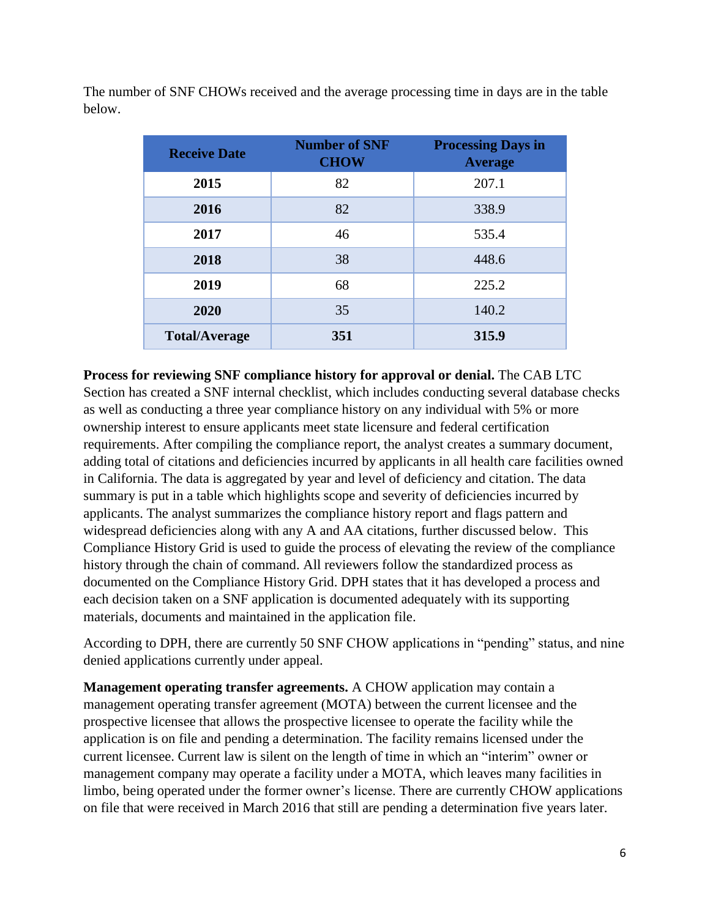The number of SNF CHOWs received and the average processing time in days are in the table below.

| Receive Date | Number of SNF CHOW | Processing Days in Average |
|---|---|---|
| **2015** | 82 | 207.1 |
| **2016** | 82 | 338.9 |
| **2017** | 46 | 535.4 |
| **2018** | 38 | 448.6 |
| **2019** | 68 | 225.2 |
| **2020** | 35 | 140.2 |
| **Total/Average** | **351** | **315.9** |

**Process for reviewing SNF compliance history for approval or denial.** The CAB LTC Section has created a SNF internal checklist, which includes conducting several database checks as well as conducting a three year compliance history on any individual with 5% or more ownership interest to ensure applicants meet state licensure and federal certification requirements. After compiling the compliance report, the analyst creates a summary document, adding total of citations and deficiencies incurred by applicants in all health care facilities owned in California. The data is aggregated by year and level of deficiency and citation. The data summary is put in a table which highlights scope and severity of deficiencies incurred by applicants. The analyst summarizes the compliance history report and flags pattern and widespread deficiencies along with any A and AA citations, further discussed below. This Compliance History Grid is used to guide the process of elevating the review of the compliance history through the chain of command. All reviewers follow the standardized process as documented on the Compliance History Grid. DPH states that it has developed a process and each decision taken on a SNF application is documented adequately with its supporting materials, documents and maintained in the application file.

According to DPH, there are currently 50 SNF CHOW applications in "pending" status, and nine denied applications currently under appeal.

**Management operating transfer agreements.** A CHOW application may contain a management operating transfer agreement (MOTA) between the current licensee and the prospective licensee that allows the prospective licensee to operate the facility while the application is on file and pending a determination. The facility remains licensed under the current licensee. Current law is silent on the length of time in which an "interim" owner or management company may operate a facility under a MOTA, which leaves many facilities in limbo, being operated under the former owner's license. There are currently CHOW applications on file that were received in March 2016 that still are pending a determination five years later.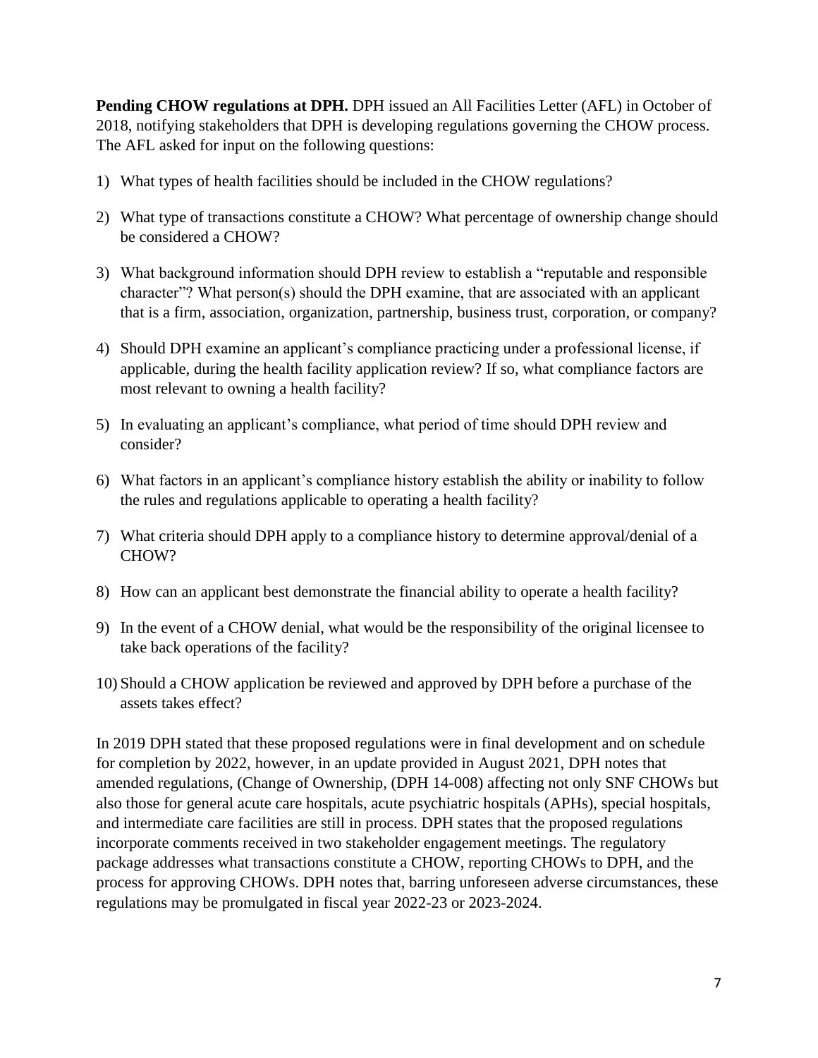**Pending CHOW regulations at DPH.** DPH issued an All Facilities Letter (AFL) in October of 2018, notifying stakeholders that DPH is developing regulations governing the CHOW process. The AFL asked for input on the following questions:

1) What types of health facilities should be included in the CHOW regulations?
2) What type of transactions constitute a CHOW? What percentage of ownership change should be considered a CHOW?
3) What background information should DPH review to establish a "reputable and responsible character"? What person(s) should the DPH examine, that are associated with an applicant that is a firm, association, organization, partnership, business trust, corporation, or company?
4) Should DPH examine an applicant's compliance practicing under a professional license, if applicable, during the health facility application review? If so, what compliance factors are most relevant to owning a health facility?
5) In evaluating an applicant's compliance, what period of time should DPH review and consider?
6) What factors in an applicant's compliance history establish the ability or inability to follow the rules and regulations applicable to operating a health facility?
7) What criteria should DPH apply to a compliance history to determine approval/denial of a CHOW?
8) How can an applicant best demonstrate the financial ability to operate a health facility?
9) In the event of a CHOW denial, what would be the responsibility of the original licensee to take back operations of the facility?
10) Should a CHOW application be reviewed and approved by DPH before a purchase of the assets takes effect?

In 2019 DPH stated that these proposed regulations were in final development and on schedule for completion by 2022, however, in an update provided in August 2021, DPH notes that amended regulations, (Change of Ownership, (DPH 14-008) affecting not only SNF CHOWs but also those for general acute care hospitals, acute psychiatric hospitals (APHs), special hospitals, and intermediate care facilities are still in process. DPH states that the proposed regulations incorporate comments received in two stakeholder engagement meetings. The regulatory package addresses what transactions constitute a CHOW, reporting CHOWs to DPH, and the process for approving CHOWs. DPH notes that, barring unforeseen adverse circumstances, these regulations may be promulgated in fiscal year 2022-23 or 2023-2024.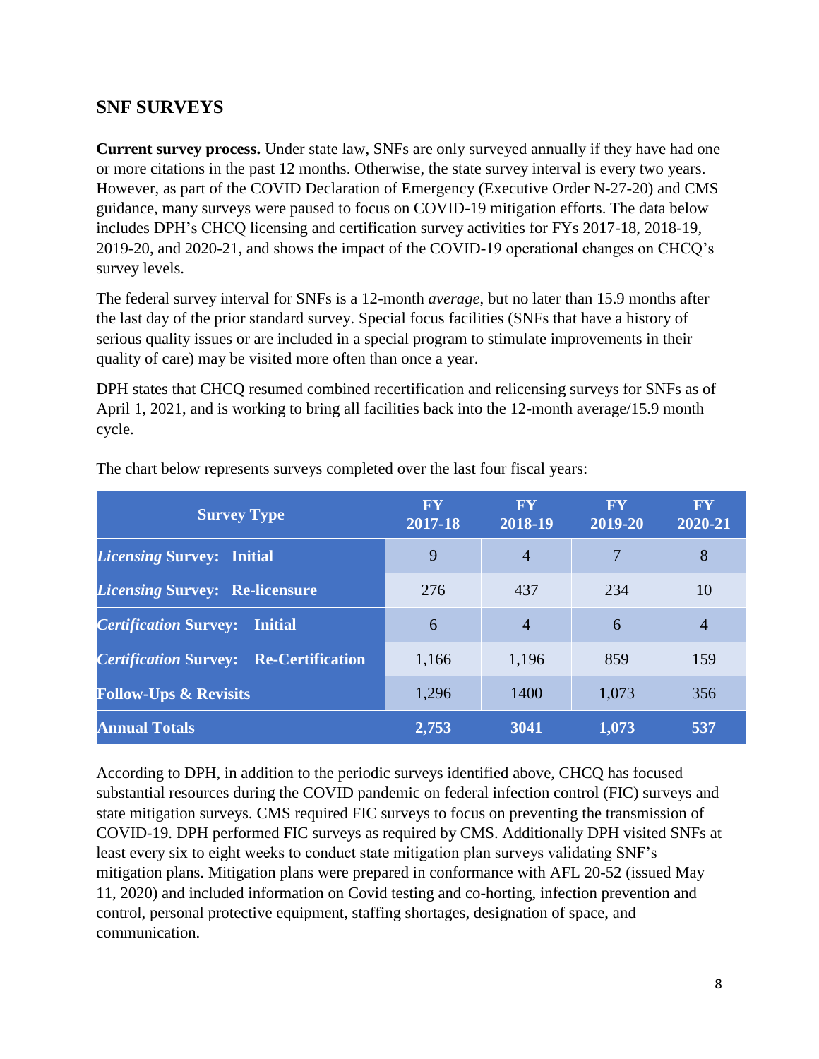## SNF SURVEYS

**Current survey process.** Under state law, SNFs are only surveyed annually if they have had one or more citations in the past 12 months. Otherwise, the state survey interval is every two years. However, as part of the COVID Declaration of Emergency (Executive Order N-27-20) and CMS guidance, many surveys were paused to focus on COVID-19 mitigation efforts. The data below includes DPH's CHCQ licensing and certification survey activities for FYs 2017-18, 2018-19, 2019-20, and 2020-21, and shows the impact of the COVID-19 operational changes on CHCQ's survey levels.

The federal survey interval for SNFs is a 12-month *average*, but no later than 15.9 months after the last day of the prior standard survey. Special focus facilities (SNFs that have a history of serious quality issues or are included in a special program to stimulate improvements in their quality of care) may be visited more often than once a year.

DPH states that CHCQ resumed combined recertification and relicensing surveys for SNFs as of April 1, 2021, and is working to bring all facilities back into the 12-month average/15.9 month cycle.

The chart below represents surveys completed over the last four fiscal years:

| Survey Type | FY 2017-18 | FY 2018-19 | FY 2019-20 | FY 2020-21 |
|---|---|---|---|---|
| ***Licensing* Survey: Initial** | 9 | 4 | 7 | 8 |
| ***Licensing* Survey: Re-licensure** | 276 | 437 | 234 | 10 |
| ***Certification* Survey: Initial** | 6 | 4 | 6 | 4 |
| ***Certification* Survey: Re-Certification** | 1,166 | 1,196 | 859 | 159 |
| **Follow-Ups & Revisits** | 1,296 | 1400 | 1,073 | 356 |
| **Annual Totals** | **2,753** | **3041** | **1,073** | **537** |

According to DPH, in addition to the periodic surveys identified above, CHCQ has focused substantial resources during the COVID pandemic on federal infection control (FIC) surveys and state mitigation surveys. CMS required FIC surveys to focus on preventing the transmission of COVID-19. DPH performed FIC surveys as required by CMS. Additionally DPH visited SNFs at least every six to eight weeks to conduct state mitigation plan surveys validating SNF's mitigation plans. Mitigation plans were prepared in conformance with AFL 20-52 (issued May 11, 2020) and included information on Covid testing and co-horting, infection prevention and control, personal protective equipment, staffing shortages, designation of space, and communication.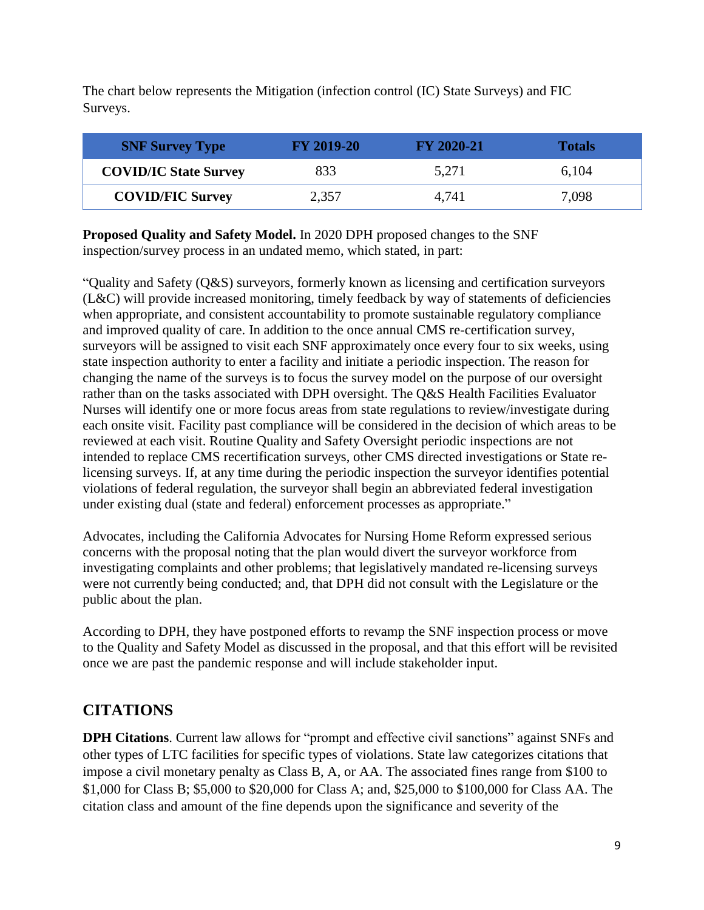The chart below represents the Mitigation (infection control (IC) State Surveys) and FIC Surveys.

| SNF Survey Type | FY 2019-20 | FY 2020-21 | Totals |
|---|---|---|---|
| **COVID/IC State Survey** | 833 | 5,271 | 6,104 |
| **COVID/FIC Survey** | 2,357 | 4,741 | 7,098 |

**Proposed Quality and Safety Model.** In 2020 DPH proposed changes to the SNF inspection/survey process in an undated memo, which stated, in part:

"Quality and Safety (Q&S) surveyors, formerly known as licensing and certification surveyors (L&C) will provide increased monitoring, timely feedback by way of statements of deficiencies when appropriate, and consistent accountability to promote sustainable regulatory compliance and improved quality of care. In addition to the once annual CMS re-certification survey, surveyors will be assigned to visit each SNF approximately once every four to six weeks, using state inspection authority to enter a facility and initiate a periodic inspection. The reason for changing the name of the surveys is to focus the survey model on the purpose of our oversight rather than on the tasks associated with DPH oversight. The Q&S Health Facilities Evaluator Nurses will identify one or more focus areas from state regulations to review/investigate during each onsite visit. Facility past compliance will be considered in the decision of which areas to be reviewed at each visit. Routine Quality and Safety Oversight periodic inspections are not intended to replace CMS recertification surveys, other CMS directed investigations or State re-licensing surveys. If, at any time during the periodic inspection the surveyor identifies potential violations of federal regulation, the surveyor shall begin an abbreviated federal investigation under existing dual (state and federal) enforcement processes as appropriate."

Advocates, including the California Advocates for Nursing Home Reform expressed serious concerns with the proposal noting that the plan would divert the surveyor workforce from investigating complaints and other problems; that legislatively mandated re-licensing surveys were not currently being conducted; and, that DPH did not consult with the Legislature or the public about the plan.

According to DPH, they have postponed efforts to revamp the SNF inspection process or move to the Quality and Safety Model as discussed in the proposal, and that this effort will be revisited once we are past the pandemic response and will include stakeholder input.

## CITATIONS

**DPH Citations**. Current law allows for "prompt and effective civil sanctions" against SNFs and other types of LTC facilities for specific types of violations. State law categorizes citations that impose a civil monetary penalty as Class B, A, or AA. The associated fines range from \$100 to \$1,000 for Class B; \$5,000 to \$20,000 for Class A; and, \$25,000 to \$100,000 for Class AA. The citation class and amount of the fine depends upon the significance and severity of the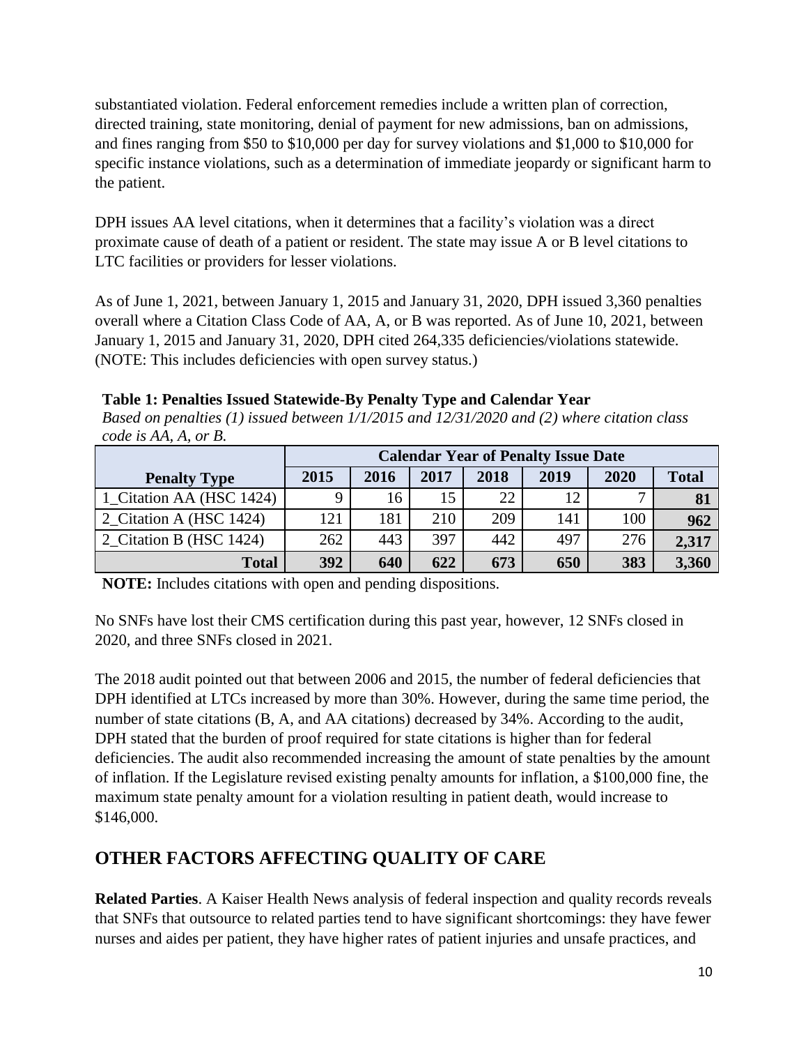substantiated violation. Federal enforcement remedies include a written plan of correction, directed training, state monitoring, denial of payment for new admissions, ban on admissions, and fines ranging from $50 to $10,000 per day for survey violations and $1,000 to $10,000 for specific instance violations, such as a determination of immediate jeopardy or significant harm to the patient.

DPH issues AA level citations, when it determines that a facility's violation was a direct proximate cause of death of a patient or resident. The state may issue A or B level citations to LTC facilities or providers for lesser violations.

As of June 1, 2021, between January 1, 2015 and January 31, 2020, DPH issued 3,360 penalties overall where a Citation Class Code of AA, A, or B was reported. As of June 10, 2021, between January 1, 2015 and January 31, 2020, DPH cited 264,335 deficiencies/violations statewide. (NOTE: This includes deficiencies with open survey status.)

**Table 1: Penalties Issued Statewide-By Penalty Type and Calendar Year**

*Based on penalties (1) issued between 1/1/2015 and 12/31/2020 and (2) where citation class code is AA, A, or B.*

| | Calendar Year of Penalty Issue Date | | | | | | |
|---|---|---|---|---|---|---|---|
| **Penalty Type** | **2015** | **2016** | **2017** | **2018** | **2019** | **2020** | **Total** |
| 1_Citation AA (HSC 1424) | 9 | 16 | 15 | 22 | 12 | 7 | **81** |
| 2_Citation A (HSC 1424) | 121 | 181 | 210 | 209 | 141 | 100 | **962** |
| 2_Citation B (HSC 1424) | 262 | 443 | 397 | 442 | 497 | 276 | **2,317** |
| **Total** | **392** | **640** | **622** | **673** | **650** | **383** | **3,360** |

**NOTE:** Includes citations with open and pending dispositions.

No SNFs have lost their CMS certification during this past year, however, 12 SNFs closed in 2020, and three SNFs closed in 2021.

The 2018 audit pointed out that between 2006 and 2015, the number of federal deficiencies that DPH identified at LTCs increased by more than 30%. However, during the same time period, the number of state citations (B, A, and AA citations) decreased by 34%. According to the audit, DPH stated that the burden of proof required for state citations is higher than for federal deficiencies. The audit also recommended increasing the amount of state penalties by the amount of inflation. If the Legislature revised existing penalty amounts for inflation, a $100,000 fine, the maximum state penalty amount for a violation resulting in patient death, would increase to $146,000.

## OTHER FACTORS AFFECTING QUALITY OF CARE

**Related Parties**. A Kaiser Health News analysis of federal inspection and quality records reveals that SNFs that outsource to related parties tend to have significant shortcomings: they have fewer nurses and aides per patient, they have higher rates of patient injuries and unsafe practices, and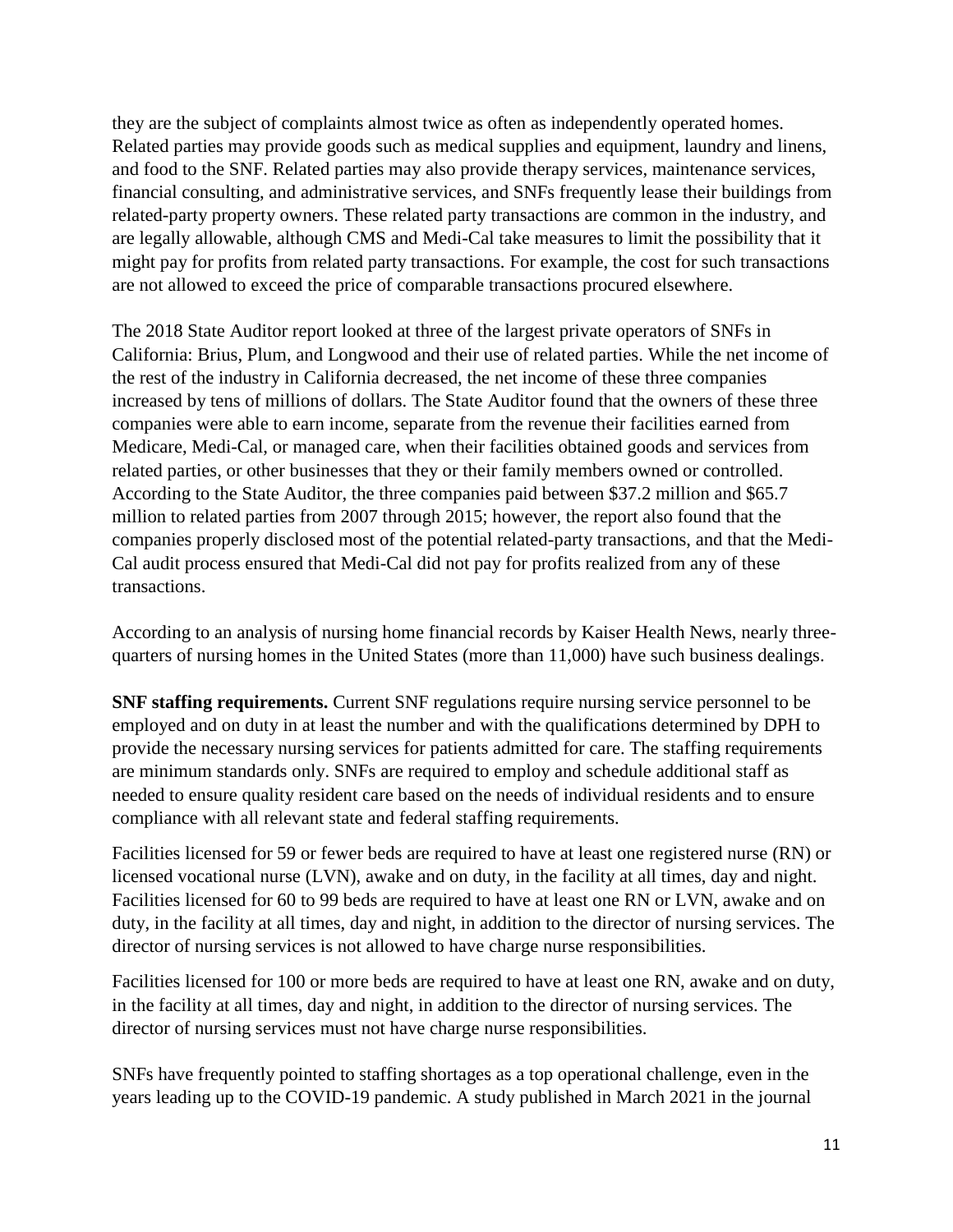they are the subject of complaints almost twice as often as independently operated homes. Related parties may provide goods such as medical supplies and equipment, laundry and linens, and food to the SNF. Related parties may also provide therapy services, maintenance services, financial consulting, and administrative services, and SNFs frequently lease their buildings from related-party property owners. These related party transactions are common in the industry, and are legally allowable, although CMS and Medi-Cal take measures to limit the possibility that it might pay for profits from related party transactions. For example, the cost for such transactions are not allowed to exceed the price of comparable transactions procured elsewhere.

The 2018 State Auditor report looked at three of the largest private operators of SNFs in California: Brius, Plum, and Longwood and their use of related parties. While the net income of the rest of the industry in California decreased, the net income of these three companies increased by tens of millions of dollars. The State Auditor found that the owners of these three companies were able to earn income, separate from the revenue their facilities earned from Medicare, Medi-Cal, or managed care, when their facilities obtained goods and services from related parties, or other businesses that they or their family members owned or controlled. According to the State Auditor, the three companies paid between \$37.2 million and \$65.7 million to related parties from 2007 through 2015; however, the report also found that the companies properly disclosed most of the potential related-party transactions, and that the Medi-Cal audit process ensured that Medi-Cal did not pay for profits realized from any of these transactions.

According to an analysis of nursing home financial records by Kaiser Health News, nearly three-quarters of nursing homes in the United States (more than 11,000) have such business dealings.

**SNF staffing requirements.** Current SNF regulations require nursing service personnel to be employed and on duty in at least the number and with the qualifications determined by DPH to provide the necessary nursing services for patients admitted for care. The staffing requirements are minimum standards only. SNFs are required to employ and schedule additional staff as needed to ensure quality resident care based on the needs of individual residents and to ensure compliance with all relevant state and federal staffing requirements.

Facilities licensed for 59 or fewer beds are required to have at least one registered nurse (RN) or licensed vocational nurse (LVN), awake and on duty, in the facility at all times, day and night. Facilities licensed for 60 to 99 beds are required to have at least one RN or LVN, awake and on duty, in the facility at all times, day and night, in addition to the director of nursing services. The director of nursing services is not allowed to have charge nurse responsibilities.

Facilities licensed for 100 or more beds are required to have at least one RN, awake and on duty, in the facility at all times, day and night, in addition to the director of nursing services. The director of nursing services must not have charge nurse responsibilities.

SNFs have frequently pointed to staffing shortages as a top operational challenge, even in the years leading up to the COVID-19 pandemic. A study published in March 2021 in the journal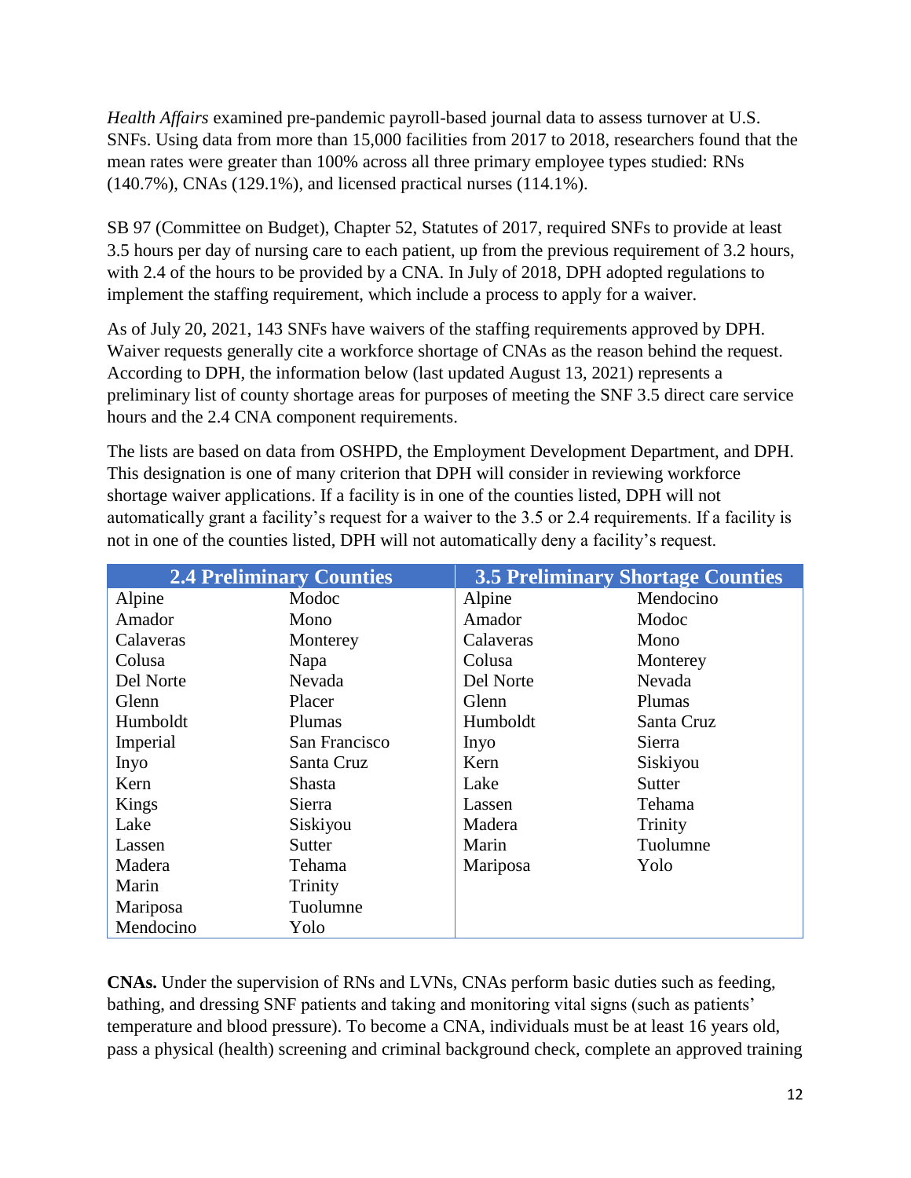*Health Affairs* examined pre-pandemic payroll-based journal data to assess turnover at U.S. SNFs. Using data from more than 15,000 facilities from 2017 to 2018, researchers found that the mean rates were greater than 100% across all three primary employee types studied: RNs (140.7%), CNAs (129.1%), and licensed practical nurses (114.1%).

SB 97 (Committee on Budget), Chapter 52, Statutes of 2017, required SNFs to provide at least 3.5 hours per day of nursing care to each patient, up from the previous requirement of 3.2 hours, with 2.4 of the hours to be provided by a CNA. In July of 2018, DPH adopted regulations to implement the staffing requirement, which include a process to apply for a waiver.

As of July 20, 2021, 143 SNFs have waivers of the staffing requirements approved by DPH. Waiver requests generally cite a workforce shortage of CNAs as the reason behind the request. According to DPH, the information below (last updated August 13, 2021) represents a preliminary list of county shortage areas for purposes of meeting the SNF 3.5 direct care service hours and the 2.4 CNA component requirements.

The lists are based on data from OSHPD, the Employment Development Department, and DPH. This designation is one of many criterion that DPH will consider in reviewing workforce shortage waiver applications. If a facility is in one of the counties listed, DPH will not automatically grant a facility's request for a waiver to the 3.5 or 2.4 requirements. If a facility is not in one of the counties listed, DPH will not automatically deny a facility's request.

| 2.4 Preliminary Counties | | 3.5 Preliminary Shortage Counties | |
|---|---|---|---|
| Alpine | Modoc | Alpine | Mendocino |
| Amador | Mono | Amador | Modoc |
| Calaveras | Monterey | Calaveras | Mono |
| Colusa | Napa | Colusa | Monterey |
| Del Norte | Nevada | Del Norte | Nevada |
| Glenn | Placer | Glenn | Plumas |
| Humboldt | Plumas | Humboldt | Santa Cruz |
| Imperial | San Francisco | Inyo | Sierra |
| Inyo | Santa Cruz | Kern | Siskiyou |
| Kern | Shasta | Lake | Sutter |
| Kings | Sierra | Lassen | Tehama |
| Lake | Siskiyou | Madera | Trinity |
| Lassen | Sutter | Marin | Tuolumne |
| Madera | Tehama | Mariposa | Yolo |
| Marin | Trinity | | |
| Mariposa | Tuolumne | | |
| Mendocino | Yolo | | |

**CNAs.** Under the supervision of RNs and LVNs, CNAs perform basic duties such as feeding, bathing, and dressing SNF patients and taking and monitoring vital signs (such as patients' temperature and blood pressure). To become a CNA, individuals must be at least 16 years old, pass a physical (health) screening and criminal background check, complete an approved training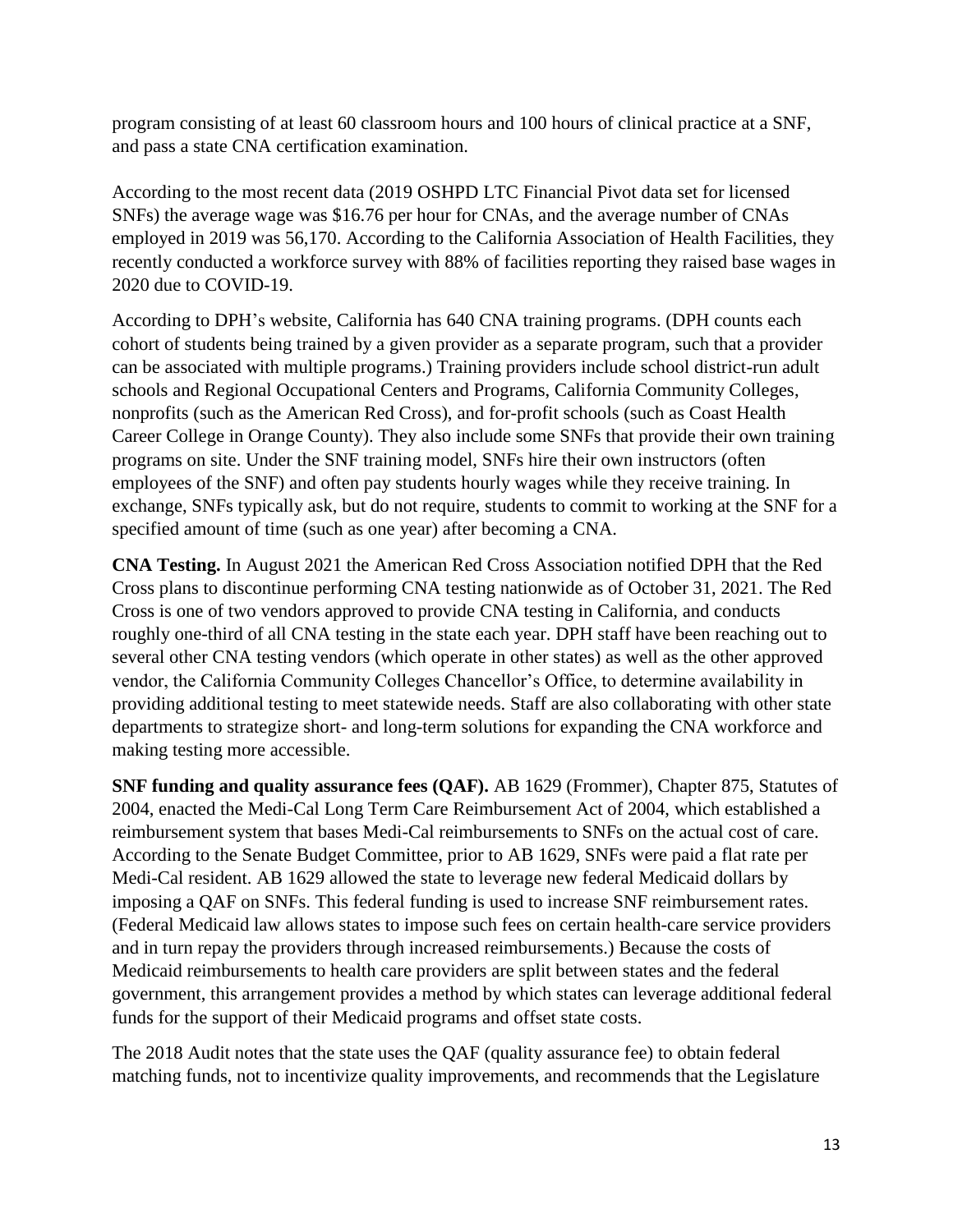program consisting of at least 60 classroom hours and 100 hours of clinical practice at a SNF, and pass a state CNA certification examination.

According to the most recent data (2019 OSHPD LTC Financial Pivot data set for licensed SNFs) the average wage was $16.76 per hour for CNAs, and the average number of CNAs employed in 2019 was 56,170. According to the California Association of Health Facilities, they recently conducted a workforce survey with 88% of facilities reporting they raised base wages in 2020 due to COVID-19.

According to DPH's website, California has 640 CNA training programs. (DPH counts each cohort of students being trained by a given provider as a separate program, such that a provider can be associated with multiple programs.) Training providers include school district-run adult schools and Regional Occupational Centers and Programs, California Community Colleges, nonprofits (such as the American Red Cross), and for-profit schools (such as Coast Health Career College in Orange County). They also include some SNFs that provide their own training programs on site. Under the SNF training model, SNFs hire their own instructors (often employees of the SNF) and often pay students hourly wages while they receive training. In exchange, SNFs typically ask, but do not require, students to commit to working at the SNF for a specified amount of time (such as one year) after becoming a CNA.

**CNA Testing.** In August 2021 the American Red Cross Association notified DPH that the Red Cross plans to discontinue performing CNA testing nationwide as of October 31, 2021. The Red Cross is one of two vendors approved to provide CNA testing in California, and conducts roughly one-third of all CNA testing in the state each year. DPH staff have been reaching out to several other CNA testing vendors (which operate in other states) as well as the other approved vendor, the California Community Colleges Chancellor's Office, to determine availability in providing additional testing to meet statewide needs. Staff are also collaborating with other state departments to strategize short- and long-term solutions for expanding the CNA workforce and making testing more accessible.

**SNF funding and quality assurance fees (QAF).** AB 1629 (Frommer), Chapter 875, Statutes of 2004, enacted the Medi-Cal Long Term Care Reimbursement Act of 2004, which established a reimbursement system that bases Medi-Cal reimbursements to SNFs on the actual cost of care. According to the Senate Budget Committee, prior to AB 1629, SNFs were paid a flat rate per Medi-Cal resident. AB 1629 allowed the state to leverage new federal Medicaid dollars by imposing a QAF on SNFs. This federal funding is used to increase SNF reimbursement rates. (Federal Medicaid law allows states to impose such fees on certain health-care service providers and in turn repay the providers through increased reimbursements.) Because the costs of Medicaid reimbursements to health care providers are split between states and the federal government, this arrangement provides a method by which states can leverage additional federal funds for the support of their Medicaid programs and offset state costs.

The 2018 Audit notes that the state uses the QAF (quality assurance fee) to obtain federal matching funds, not to incentivize quality improvements, and recommends that the Legislature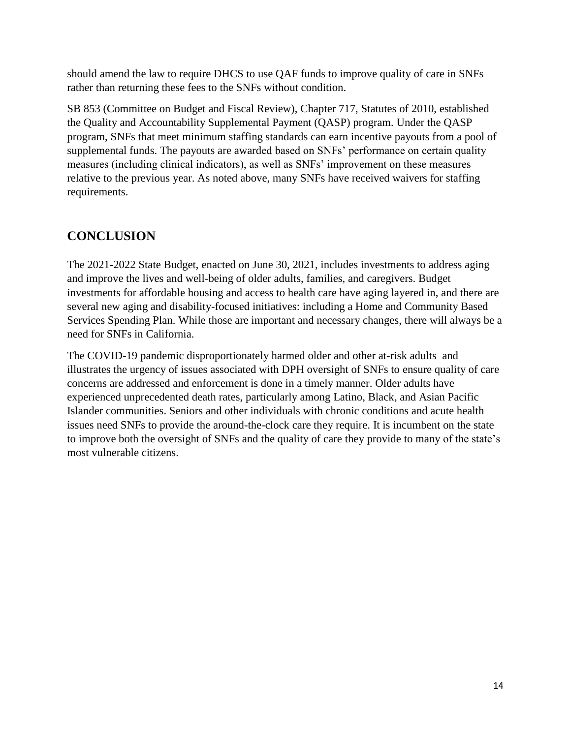should amend the law to require DHCS to use QAF funds to improve quality of care in SNFs rather than returning these fees to the SNFs without condition.

SB 853 (Committee on Budget and Fiscal Review), Chapter 717, Statutes of 2010, established the Quality and Accountability Supplemental Payment (QASP) program. Under the QASP program, SNFs that meet minimum staffing standards can earn incentive payouts from a pool of supplemental funds. The payouts are awarded based on SNFs' performance on certain quality measures (including clinical indicators), as well as SNFs' improvement on these measures relative to the previous year. As noted above, many SNFs have received waivers for staffing requirements.

## CONCLUSION

The 2021-2022 State Budget, enacted on June 30, 2021, includes investments to address aging and improve the lives and well-being of older adults, families, and caregivers. Budget investments for affordable housing and access to health care have aging layered in, and there are several new aging and disability-focused initiatives: including a Home and Community Based Services Spending Plan. While those are important and necessary changes, there will always be a need for SNFs in California.

The COVID-19 pandemic disproportionately harmed older and other at-risk adults and illustrates the urgency of issues associated with DPH oversight of SNFs to ensure quality of care concerns are addressed and enforcement is done in a timely manner. Older adults have experienced unprecedented death rates, particularly among Latino, Black, and Asian Pacific Islander communities. Seniors and other individuals with chronic conditions and acute health issues need SNFs to provide the around-the-clock care they require. It is incumbent on the state to improve both the oversight of SNFs and the quality of care they provide to many of the state's most vulnerable citizens.